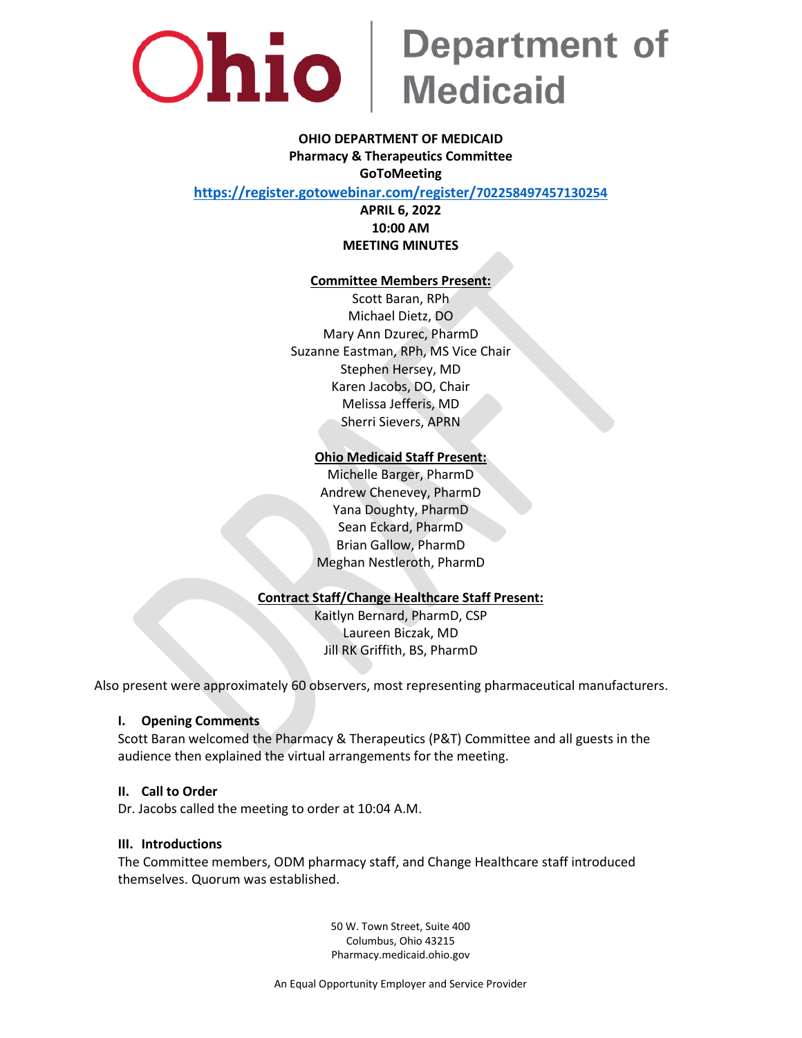Ohio | Department of Medicaid

**OHIO DEPARTMENT OF MEDICAID**
**Pharmacy & Therapeutics Committee**
**GoToMeeting**
**https://register.gotowebinar.com/register/7022584974571302​54**
**APRIL 6, 2022**
**10:00 AM**
**MEETING MINUTES**

**Committee Members Present:**
Scott Baran, RPh
Michael Dietz, DO
Mary Ann Dzurec, PharmD
Suzanne Eastman, RPh, MS Vice Chair
Stephen Hersey, MD
Karen Jacobs, DO, Chair
Melissa Jefferis, MD
Sherri Sievers, APRN

**Ohio Medicaid Staff Present:**
Michelle Barger, PharmD
Andrew Chenevey, PharmD
Yana Doughty, PharmD
Sean Eckard, PharmD
Brian Gallow, PharmD
Meghan Nestleroth, PharmD

**Contract Staff/Change Healthcare Staff Present:**
Kaitlyn Bernard, PharmD, CSP
Laureen Biczak, MD
Jill RK Griffith, BS, PharmD

Also present were approximately 60 observers, most representing pharmaceutical manufacturers.

### I. Opening Comments

Scott Baran welcomed the Pharmacy & Therapeutics (P&T) Committee and all guests in the audience then explained the virtual arrangements for the meeting.

### II. Call to Order

Dr. Jacobs called the meeting to order at 10:04 A.M.

### III. Introductions

The Committee members, ODM pharmacy staff, and Change Healthcare staff introduced themselves. Quorum was established.

50 W. Town Street, Suite 400
Columbus, Ohio 43215
Pharmacy.medicaid.ohio.gov

An Equal Opportunity Employer and Service Provider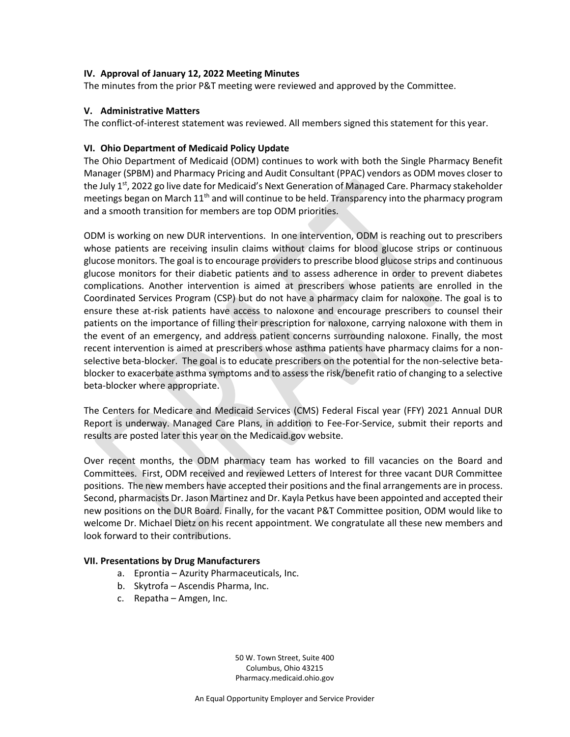### IV. Approval of January 12, 2022 Meeting Minutes

The minutes from the prior P&T meeting were reviewed and approved by the Committee.

### V. Administrative Matters

The conflict-of-interest statement was reviewed. All members signed this statement for this year.

### VI. Ohio Department of Medicaid Policy Update

The Ohio Department of Medicaid (ODM) continues to work with both the Single Pharmacy Benefit Manager (SPBM) and Pharmacy Pricing and Audit Consultant (PPAC) vendors as ODM moves closer to the July 1st, 2022 go live date for Medicaid's Next Generation of Managed Care. Pharmacy stakeholder meetings began on March 11th and will continue to be held. Transparency into the pharmacy program and a smooth transition for members are top ODM priorities.

ODM is working on new DUR interventions. In one intervention, ODM is reaching out to prescribers whose patients are receiving insulin claims without claims for blood glucose strips or continuous glucose monitors. The goal is to encourage providers to prescribe blood glucose strips and continuous glucose monitors for their diabetic patients and to assess adherence in order to prevent diabetes complications. Another intervention is aimed at prescribers whose patients are enrolled in the Coordinated Services Program (CSP) but do not have a pharmacy claim for naloxone. The goal is to ensure these at-risk patients have access to naloxone and encourage prescribers to counsel their patients on the importance of filling their prescription for naloxone, carrying naloxone with them in the event of an emergency, and address patient concerns surrounding naloxone. Finally, the most recent intervention is aimed at prescribers whose asthma patients have pharmacy claims for a non-selective beta-blocker. The goal is to educate prescribers on the potential for the non-selective beta-blocker to exacerbate asthma symptoms and to assess the risk/benefit ratio of changing to a selective beta-blocker where appropriate.

The Centers for Medicare and Medicaid Services (CMS) Federal Fiscal year (FFY) 2021 Annual DUR Report is underway. Managed Care Plans, in addition to Fee-For-Service, submit their reports and results are posted later this year on the Medicaid.gov website.

Over recent months, the ODM pharmacy team has worked to fill vacancies on the Board and Committees. First, ODM received and reviewed Letters of Interest for three vacant DUR Committee positions. The new members have accepted their positions and the final arrangements are in process. Second, pharmacists Dr. Jason Martinez and Dr. Kayla Petkus have been appointed and accepted their new positions on the DUR Board. Finally, for the vacant P&T Committee position, ODM would like to welcome Dr. Michael Dietz on his recent appointment. We congratulate all these new members and look forward to their contributions.

### VII. Presentations by Drug Manufacturers

a. Eprontia – Azurity Pharmaceuticals, Inc.
b. Skytrofa – Ascendis Pharma, Inc.
c. Repatha – Amgen, Inc.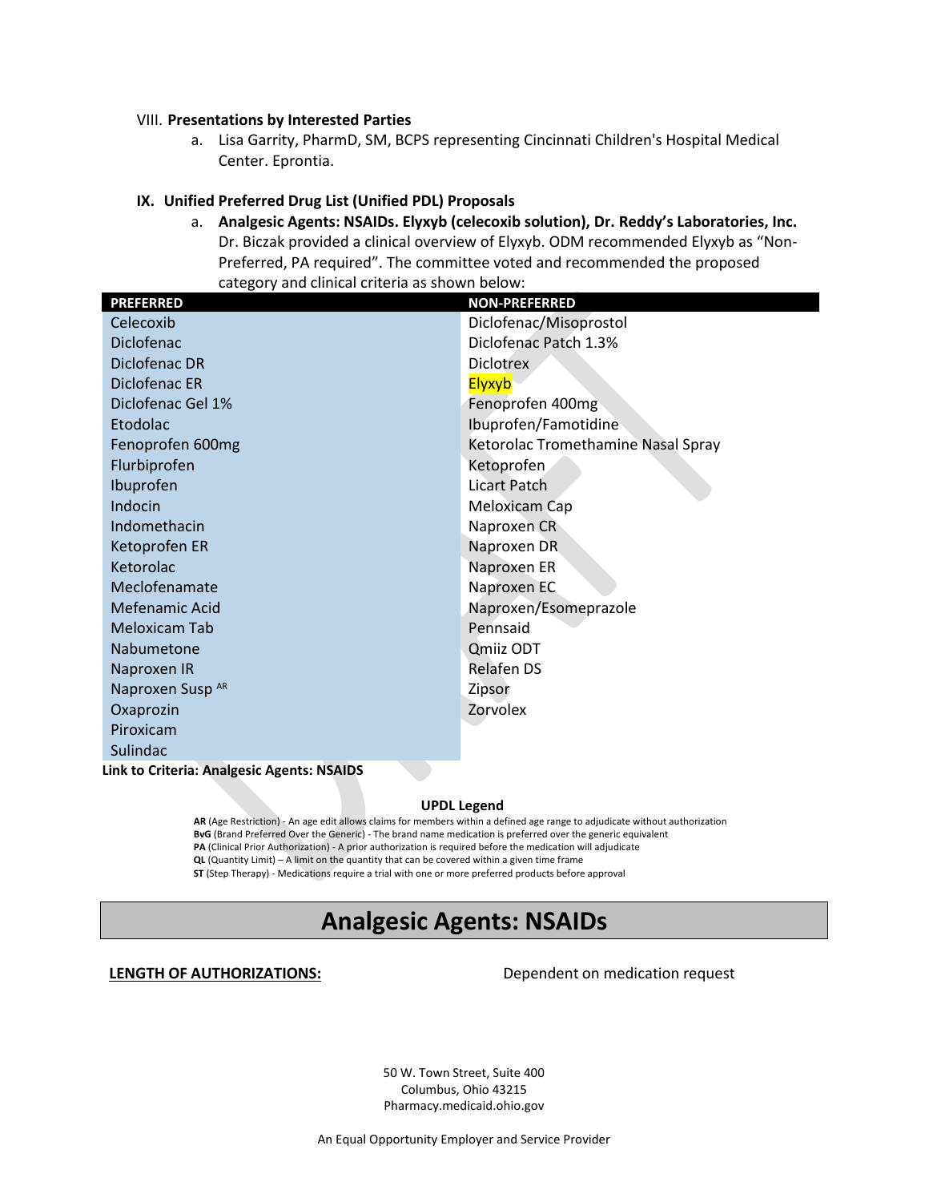VIII. **Presentations by Interested Parties**

a. Lisa Garrity, PharmD, SM, BCPS representing Cincinnati Children's Hospital Medical Center. Epprontia.

## IX. Unified Preferred Drug List (Unified PDL) Proposals

a. **Analgesic Agents: NSAIDs. Elyxyb (celecoxib solution), Dr. Reddy's Laboratories, Inc.** Dr. Biczak provided a clinical overview of Elyxyb. ODM recommended Elyxyb as "Non-Preferred, PA required". The committee voted and recommended the proposed category and clinical criteria as shown below:

| PREFERRED | NON-PREFERRED |
|---|---|
| Celecoxib | Diclofenac/Misoprostol |
| Diclofenac | Diclofenac Patch 1.3% |
| Diclofenac DR | Diclotrex |
| Diclofenac ER | Elyxyb |
| Diclofenac Gel 1% | Fenoprofen 400mg |
| Etodolac | Ibuprofen/Famotidine |
| Fenoprofen 600mg | Ketorolac Tromethamine Nasal Spray |
| Flurbiprofen | Ketoprofen |
| Ibuprofen | Licart Patch |
| Indocin | Meloxicam Cap |
| Indomethacin | Naproxen CR |
| Ketoprofen ER | Naproxen DR |
| Ketorolac | Naproxen ER |
| Meclofenamate | Naproxen EC |
| Mefenamic Acid | Naproxen/Esomeprazole |
| Meloxicam Tab | Pennsaid |
| Nabumetone | Qmiiz ODT |
| Naproxen IR | Relafen DS |
| Naproxen Susp [AR] | Zipsor |
| Oxaprozin | Zorvolex |
| Piroxicam | |
| Sulindac | |

**Link to Criteria: Analgesic Agents: NSAIDS**

**UPDL Legend**

**AR** (Age Restriction) - An age edit allows claims for members within a defined age range to adjudicate without authorization
**BvG** (Brand Preferred Over the Generic) - The brand name medication is preferred over the generic equivalent
**PA** (Clinical Prior Authorization) - A prior authorization is required before the medication will adjudicate
**QL** (Quantity Limit) – A limit on the quantity that can be covered within a given time frame
**ST** (Step Therapy) - Medications require a trial with one or more preferred products before approval

# Analgesic Agents: NSAIDs

**LENGTH OF AUTHORIZATIONS:** Dependent on medication request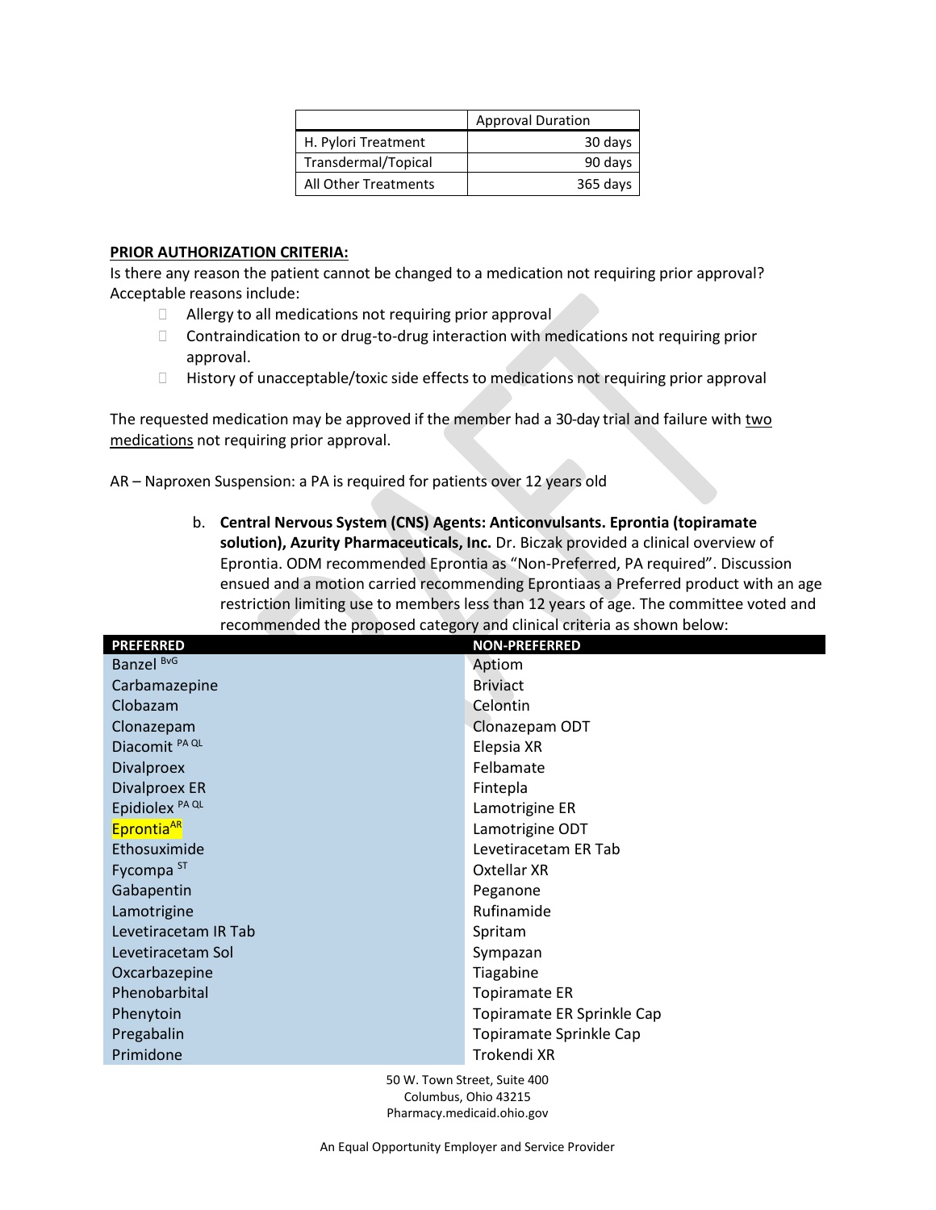| | Approval Duration |
|---|---|
| H. Pylori Treatment | 30 days |
| Transdermal/Topical | 90 days |
| All Other Treatments | 365 days |

**PRIOR AUTHORIZATION CRITERIA:**

Is there any reason the patient cannot be changed to a medication not requiring prior approval? Acceptable reasons include:

- Allergy to all medications not requiring prior approval
- Contraindication to or drug-to-drug interaction with medications not requiring prior approval.
- History of unacceptable/toxic side effects to medications not requiring prior approval

The requested medication may be approved if the member had a 30-day trial and failure with two medications not requiring prior approval.

AR – Naproxen Suspension: a PA is required for patients over 12 years old

b. **Central Nervous System (CNS) Agents: Anticonvulsants. Eprontia (topiramate solution), Azurity Pharmaceuticals, Inc.** Dr. Biczak provided a clinical overview of Eprontia. ODM recommended Eprontia as "Non-Preferred, PA required". Discussion ensued and a motion carried recommending Eprontiaas a Preferred product with an age restriction limiting use to members less than 12 years of age. The committee voted and recommended the proposed category and clinical criteria as shown below:

| PREFERRED | NON-PREFERRED |
|---|---|
| Banzel [BvG] | Aptiom |
| Carbamazepine | Briviact |
| Clobazam | Celontin |
| Clonazepam | Clonazepam ODT |
| Diacomit [PA QL] | Elepsia XR |
| Divalproex | Felbamate |
| Divalproex ER | Fintepla |
| Epidiolex [PA QL] | Lamotrigine ER |
| Eprontia [AR] | Lamotrigine ODT |
| Ethosuximide | Levetiracetam ER Tab |
| Fycompa [ST] | Oxtellar XR |
| Gabapentin | Peganone |
| Lamotrigine | Rufinamide |
| Levetiracetam IR Tab | Spritam |
| Levetiracetam Sol | Sympazan |
| Oxcarbazepine | Tiagabine |
| Phenobarbital | Topiramate ER |
| Phenytoin | Topiramate ER Sprinkle Cap |
| Pregabalin | Topiramate Sprinkle Cap |
| Primidone | Trokendi XR |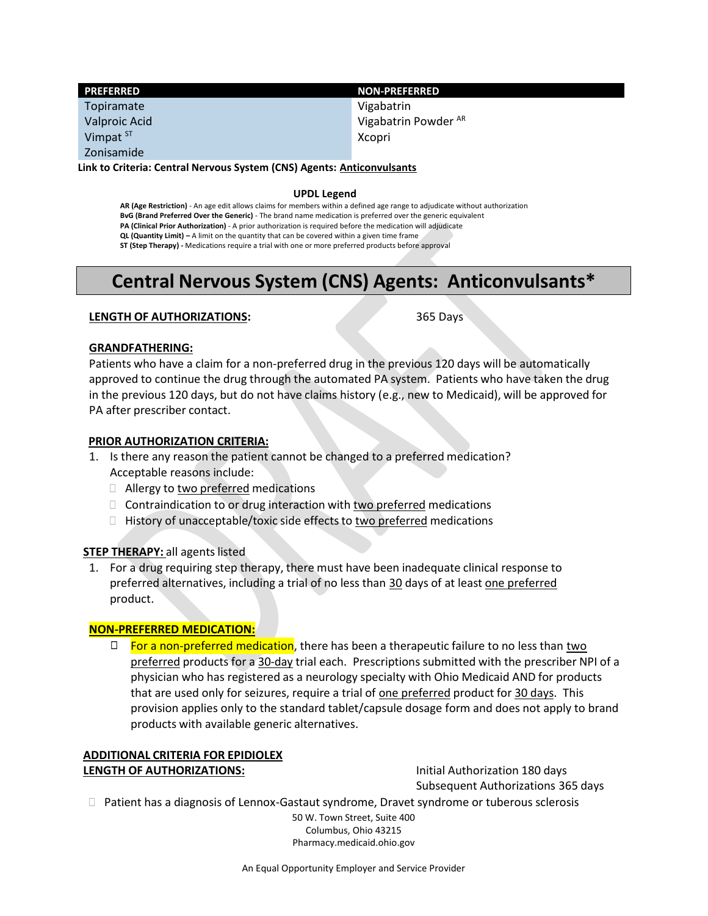| PREFERRED | NON-PREFERRED |
| --- | --- |
| Topiramate | Vigabatrin |
| Valproic Acid | Vigabatrin Powder [AR] |
| Vimpat [ST] | Xcopri |
| Zonisamide | |

**Link to Criteria: Central Nervous System (CNS) Agents: Anticonvulsants**

**UPDL Legend**

**AR (Age Restriction)** - An age edit allows claims for members within a defined age range to adjudicate without authorization
**BvG (Brand Preferred Over the Generic)** - The brand name medication is preferred over the generic equivalent
**PA (Clinical Prior Authorization)** - A prior authorization is required before the medication will adjudicate
**QL (Quantity Limit) –** A limit on the quantity that can be covered within a given time frame
**ST (Step Therapy) -** Medications require a trial with one or more preferred products before approval

# Central Nervous System (CNS) Agents: Anticonvulsants*

**LENGTH OF AUTHORIZATIONS:** 365 Days

**GRANDFATHERING:**

Patients who have a claim for a non-preferred drug in the previous 120 days will be automatically approved to continue the drug through the automated PA system. Patients who have taken the drug in the previous 120 days, but do not have claims history (e.g., new to Medicaid), will be approved for PA after prescriber contact.

**PRIOR AUTHORIZATION CRITERIA:**

1. Is there any reason the patient cannot be changed to a preferred medication? Acceptable reasons include:
   - Allergy to two preferred medications
   - Contraindication to or drug interaction with two preferred medications
   - History of unacceptable/toxic side effects to two preferred medications

**STEP THERAPY:** all agents listed

1. For a drug requiring step therapy, there must have been inadequate clinical response to preferred alternatives, including a trial of no less than 30 days of at least one preferred product.

**NON-PREFERRED MEDICATION:**

- For a non-preferred medication, there has been a therapeutic failure to no less than two preferred products for a 30-day trial each. Prescriptions submitted with the prescriber NPI of a physician who has registered as a neurology specialty with Ohio Medicaid AND for products that are used only for seizures, require a trial of one preferred product for 30 days. This provision applies only to the standard tablet/capsule dosage form and does not apply to brand products with available generic alternatives.

**ADDITIONAL CRITERIA FOR EPIDIOLEX**
**LENGTH OF AUTHORIZATIONS:** Initial Authorization 180 days
Subsequent Authorizations 365 days

- Patient has a diagnosis of Lennox-Gastaut syndrome, Dravet syndrome or tuberous sclerosis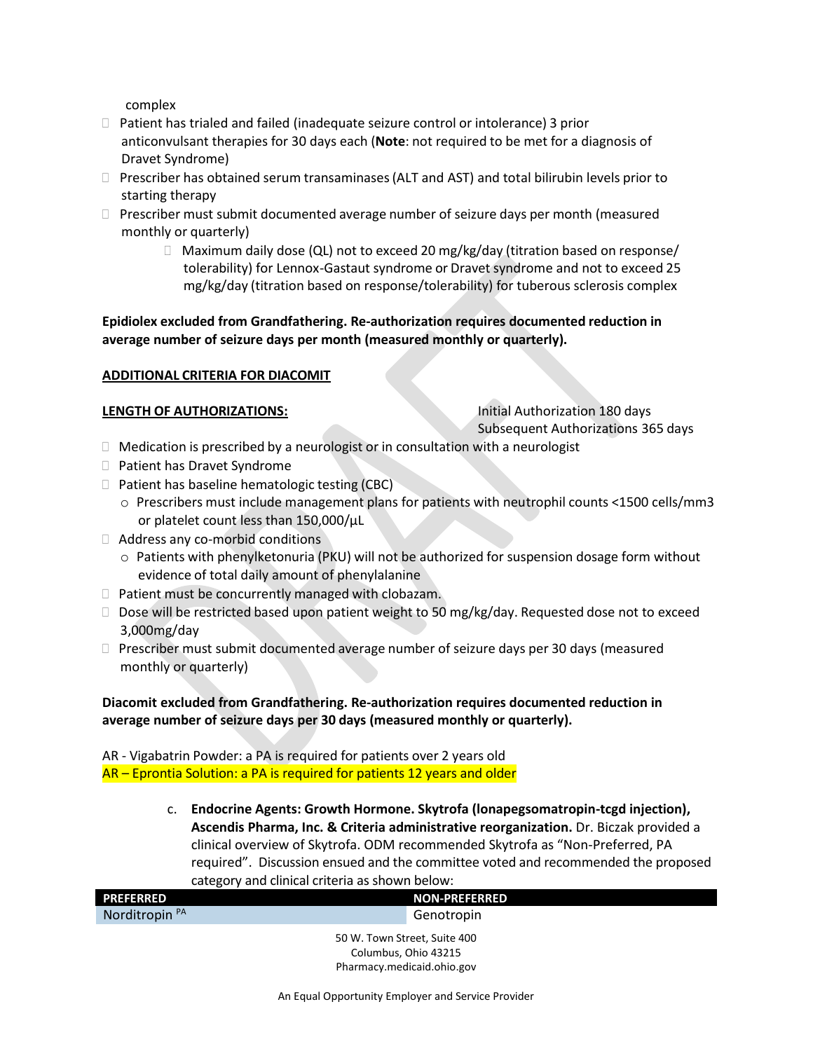complex

- Patient has trialed and failed (inadequate seizure control or intolerance) 3 prior anticonvulsant therapies for 30 days each (**Note**: not required to be met for a diagnosis of Dravet Syndrome)
- Prescriber has obtained serum transaminases (ALT and AST) and total bilirubin levels prior to starting therapy
- Prescriber must submit documented average number of seizure days per month (measured monthly or quarterly)
    - Maximum daily dose (QL) not to exceed 20 mg/kg/day (titration based on response/ tolerability) for Lennox-Gastaut syndrome or Dravet syndrome and not to exceed 25 mg/kg/day (titration based on response/tolerability) for tuberous sclerosis complex

**Epidiolex excluded from Grandfathering. Re-authorization requires documented reduction in average number of seizure days per month (measured monthly or quarterly).**

**ADDITIONAL CRITERIA FOR DIACOMIT**

**LENGTH OF AUTHORIZATIONS:** Initial Authorization 180 days
Subsequent Authorizations 365 days

- Medication is prescribed by a neurologist or in consultation with a neurologist
- Patient has Dravet Syndrome
- Patient has baseline hematologic testing (CBC)
    - Prescribers must include management plans for patients with neutrophil counts <1500 cells/mm3 or platelet count less than 150,000/µL
- Address any co-morbid conditions
    - Patients with phenylketonuria (PKU) will not be authorized for suspension dosage form without evidence of total daily amount of phenylalanine
- Patient must be concurrently managed with clobazam.
- Dose will be restricted based upon patient weight to 50 mg/kg/day. Requested dose not to exceed 3,000mg/day
- Prescriber must submit documented average number of seizure days per 30 days (measured monthly or quarterly)

**Diacomit excluded from Grandfathering. Re-authorization requires documented reduction in average number of seizure days per 30 days (measured monthly or quarterly).**

AR - Vigabatrin Powder: a PA is required for patients over 2 years old
AR – Eprontia Solution: a PA is required for patients 12 years and older

c. **Endocrine Agents: Growth Hormone. Skytrofa (lonapegsomatropin-tcgd injection), Ascendis Pharma, Inc. & Criteria administrative reorganization.** Dr. Biczak provided a clinical overview of Skytrofa. ODM recommended Skytrofa as "Non-Preferred, PA required". Discussion ensued and the committee voted and recommended the proposed category and clinical criteria as shown below:

| PREFERRED | NON-PREFERRED |
|---|---|
| Norditropin PA | Genotropin |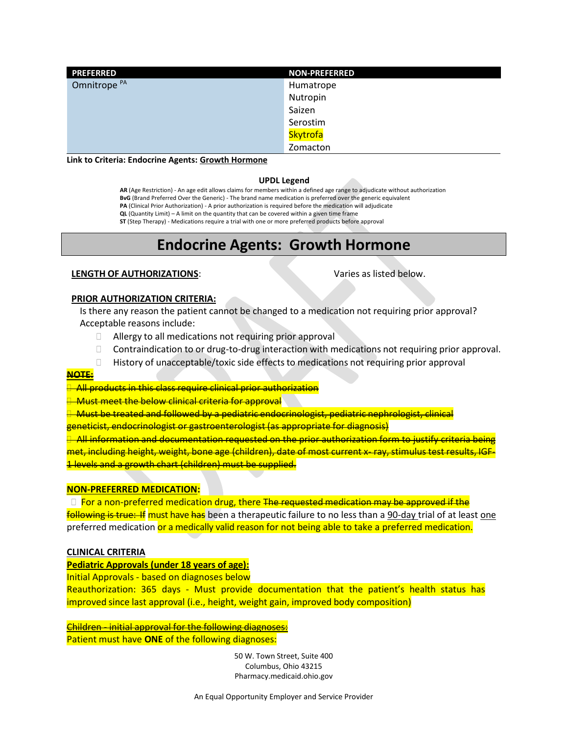| PREFERRED | NON-PREFERRED |
|---|---|
| Omnitrope [PA] | Humatrope |
| | Nutropin |
| | Saizen |
| | Serostim |
| | Skytrofa |
| | Zomacton |

**Link to Criteria: Endocrine Agents: Growth Hormone**

**UPDL Legend**

**AR** (Age Restriction) - An age edit allows claims for members within a defined age range to adjudicate without authorization
**BvG** (Brand Preferred Over the Generic) - The brand name medication is preferred over the generic equivalent
**PA** (Clinical Prior Authorization) - A prior authorization is required before the medication will adjudicate
**QL** (Quantity Limit) – A limit on the quantity that can be covered within a given time frame
**ST** (Step Therapy) - Medications require a trial with one or more preferred products before approval

# Endocrine Agents: Growth Hormone

**LENGTH OF AUTHORIZATIONS**: Varies as listed below.

**PRIOR AUTHORIZATION CRITERIA:**

Is there any reason the patient cannot be changed to a medication not requiring prior approval? Acceptable reasons include:

- Allergy to all medications not requiring prior approval
- Contraindication to or drug-to-drug interaction with medications not requiring prior approval.
- History of unacceptable/toxic side effects to medications not requiring prior approval

~~**NOTE:**~~

- ~~All products in this class require clinical prior authorization~~
- ~~Must meet the below clinical criteria for approval~~
- ~~Must be treated and followed by a pediatric endocrinologist, pediatric nephrologist, clinical geneticist, endocrinologist or gastroenterologist (as appropriate for diagnosis)~~
- ~~All information and documentation requested on the prior authorization form to justify criteria being met, including height, weight, bone age (children), date of most current x- ray, stimulus test results, IGF-1 levels and a growth chart (children) must be supplied.~~

**NON-PREFERRED MEDICATION:**

- For a non-preferred medication drug, there ~~The requested medication may be approved if the following is true: If~~ must have ~~has~~ been a therapeutic failure to no less than a 90-day trial of at least one preferred medication or a medically valid reason for not being able to take a preferred medication.

**CLINICAL CRITERIA**

**Pediatric Approvals (under 18 years of age):**

Initial Approvals - based on diagnoses below

Reauthorization: 365 days - Must provide documentation that the patient's health status has improved since last approval (i.e., height, weight gain, improved body composition)

~~Children - initial approval for the following diagnoses:~~

Patient must have **ONE** of the following diagnoses: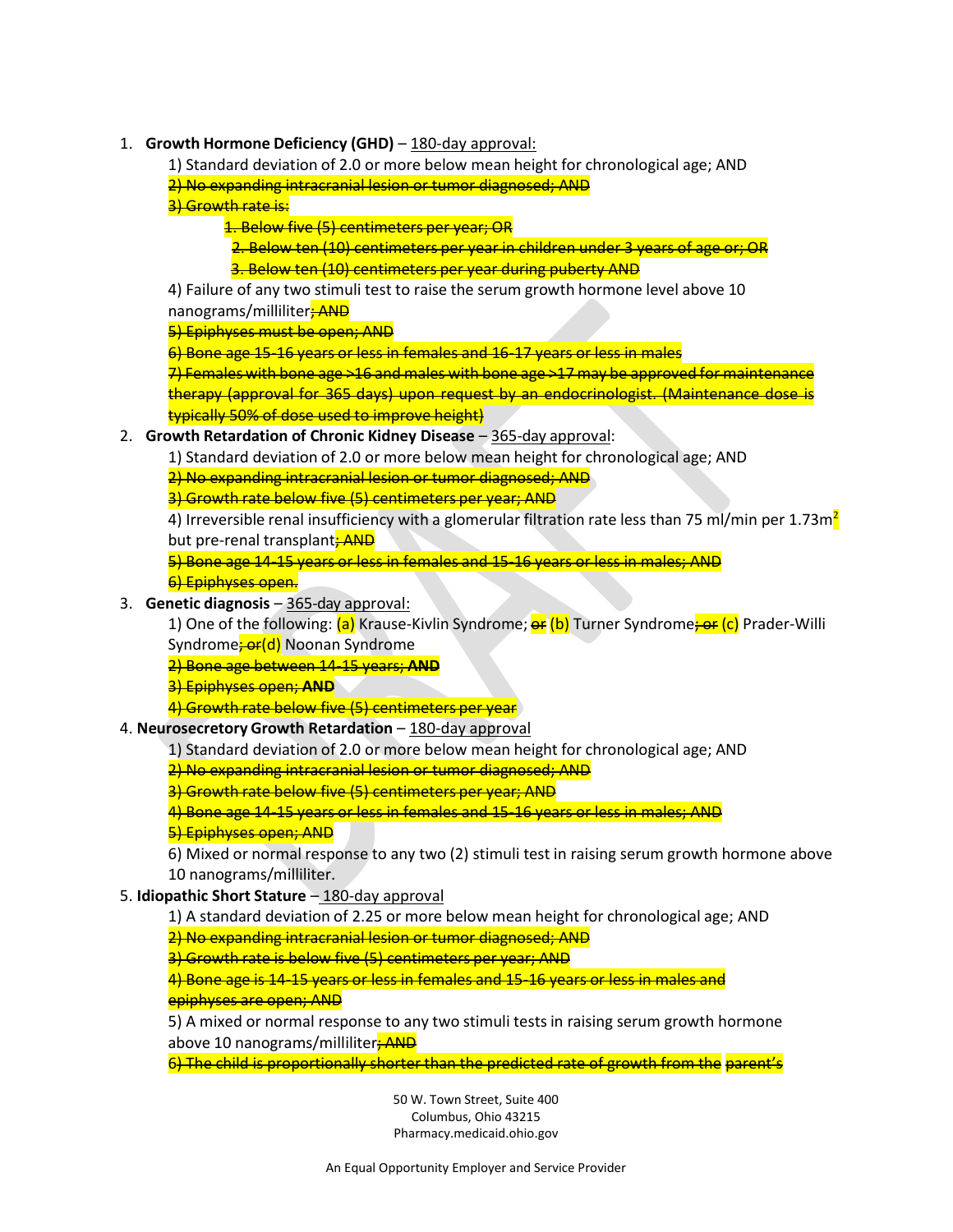1. **Growth Hormone Deficiency (GHD)** – 180-day approval:

    1) Standard deviation of 2.0 or more below mean height for chronological age; AND

    ~~2) No expanding intracranial lesion or tumor diagnosed; AND~~

    ~~3) Growth rate is:~~

    ~~1. Below five (5) centimeters per year; OR~~

    ~~2. Below ten (10) centimeters per year in children under 3 years of age or; OR~~

    ~~3. Below ten (10) centimeters per year during puberty AND~~

    4) Failure of any two stimuli test to raise the serum growth hormone level above 10 nanograms/milliliter~~; AND~~

    ~~5) Epiphyses must be open; AND~~

    ~~6) Bone age 15-16 years or less in females and 16-17 years or less in males~~

    ~~7) Females with bone age >16 and males with bone age >17 may be approved for maintenance therapy (approval for 365 days) upon request by an endocrinologist. (Maintenance dose is typically 50% of dose used to improve height)~~

2. **Growth Retardation of Chronic Kidney Disease** – 365-day approval:

    1) Standard deviation of 2.0 or more below mean height for chronological age; AND

    ~~2) No expanding intracranial lesion or tumor diagnosed; AND~~

    ~~3) Growth rate below five (5) centimeters per year; AND~~

    4) Irreversible renal insufficiency with a glomerular filtration rate less than 75 ml/min per $1.73m^2$ but pre-renal transplant~~; AND~~

    ~~5) Bone age 14-15 years or less in females and 15-16 years or less in males; AND~~

    ~~6) Epiphyses open.~~

3. **Genetic diagnosis** – 365-day approval:

    1) One of the following: (a) Krause-Kivlin Syndrome; ~~or~~ (b) Turner Syndrome~~; or~~ (c) Prader-Willi Syndrome~~; or~~(d) Noonan Syndrome

    ~~2) Bone age between 14-15 years; **AND**~~

    ~~3) Epiphyses open; **AND**~~

    ~~4) Growth rate below five (5) centimeters per year~~

4. **Neurosecretory Growth Retardation** – 180-day approval

    1) Standard deviation of 2.0 or more below mean height for chronological age; AND

    ~~2) No expanding intracranial lesion or tumor diagnosed; AND~~

    ~~3) Growth rate below five (5) centimeters per year; AND~~

    ~~4) Bone age 14-15 years or less in females and 15-16 years or less in males; AND~~

    ~~5) Epiphyses open; AND~~

    6) Mixed or normal response to any two (2) stimuli test in raising serum growth hormone above 10 nanograms/milliliter.

5. **Idiopathic Short Stature** – 180-day approval

    1) A standard deviation of 2.25 or more below mean height for chronological age; AND

    ~~2) No expanding intracranial lesion or tumor diagnosed; AND~~

    ~~3) Growth rate is below five (5) centimeters per year; AND~~

    ~~4) Bone age is 14-15 years or less in females and 15-16 years or less in males and epiphyses are open; AND~~

    5) A mixed or normal response to any two stimuli tests in raising serum growth hormone above 10 nanograms/milliliter~~; AND~~

    ~~6) The child is proportionally shorter than the predicted rate of growth from the parent's~~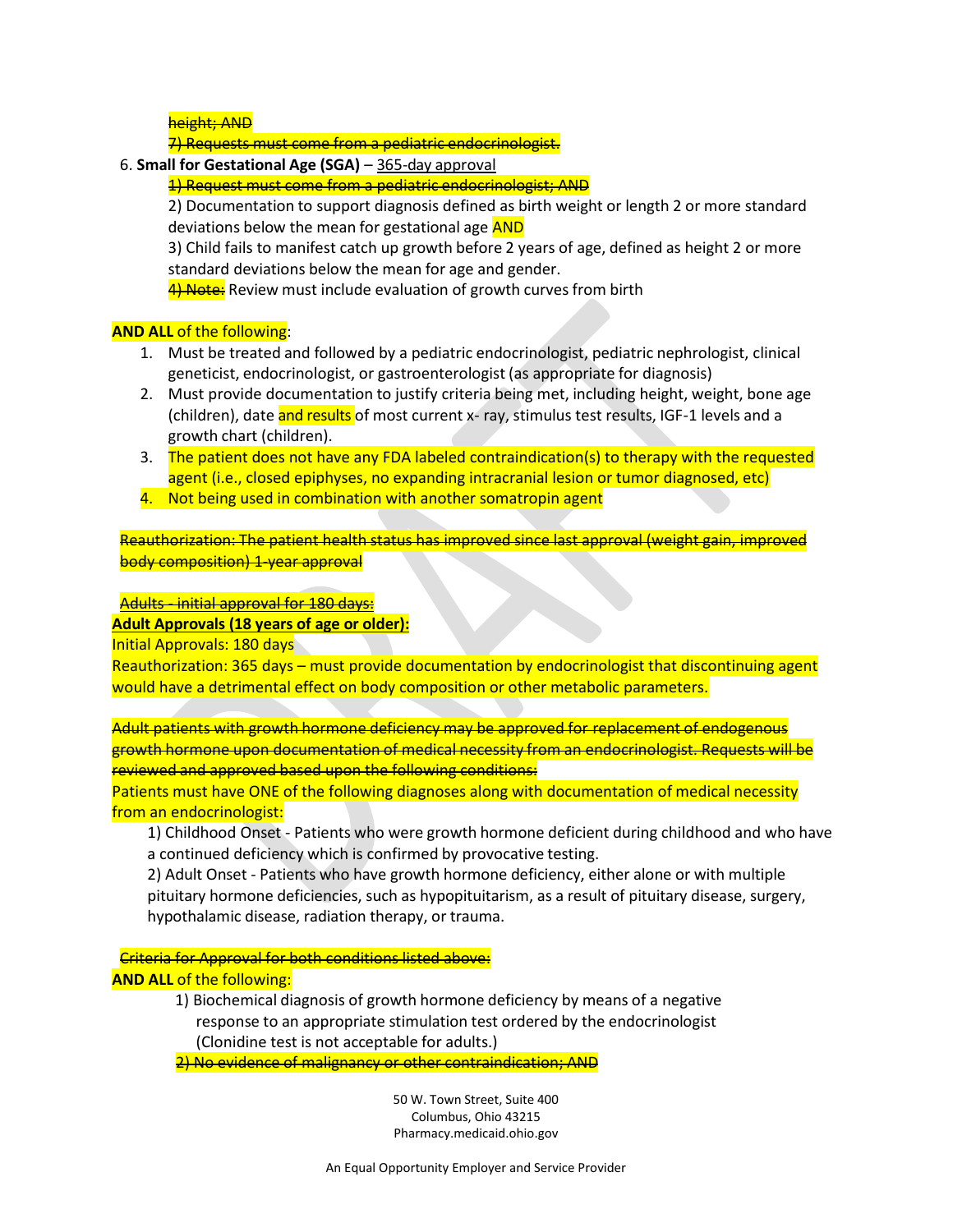~~height; AND~~

~~7) Requests must come from a pediatric endocrinologist.~~

6. **Small for Gestational Age (SGA)** – 365-day approval

   ~~1) Request must come from a pediatric endocrinologist; AND~~

   2) Documentation to support diagnosis defined as birth weight or length 2 or more standard deviations below the mean for gestational age AND

   3) Child fails to manifest catch up growth before 2 years of age, defined as height 2 or more standard deviations below the mean for age and gender.

   ~~4) Note:~~ Review must include evaluation of growth curves from birth

**AND ALL** of the following:

1. Must be treated and followed by a pediatric endocrinologist, pediatric nephrologist, clinical geneticist, endocrinologist, or gastroenterologist (as appropriate for diagnosis)
2. Must provide documentation to justify criteria being met, including height, weight, bone age (children), date and results of most current x- ray, stimulus test results, IGF-1 levels and a growth chart (children).
3. The patient does not have any FDA labeled contraindication(s) to therapy with the requested agent (i.e., closed epiphyses, no expanding intracranial lesion or tumor diagnosed, etc)
4. Not being used in combination with another somatropin agent

~~Reauthorization: The patient health status has improved since last approval (weight gain, improved body composition) 1-year approval~~

~~Adults - initial approval for 180 days:~~

**Adult Approvals (18 years of age or older):**

Initial Approvals: 180 days

Reauthorization: 365 days – must provide documentation by endocrinologist that discontinuing agent would have a detrimental effect on body composition or other metabolic parameters.

~~Adult patients with growth hormone deficiency may be approved for replacement of endogenous growth hormone upon documentation of medical necessity from an endocrinologist. Requests will be reviewed and approved based upon the following conditions:~~

Patients must have ONE of the following diagnoses along with documentation of medical necessity from an endocrinologist:

1) Childhood Onset - Patients who were growth hormone deficient during childhood and who have a continued deficiency which is confirmed by provocative testing.

2) Adult Onset - Patients who have growth hormone deficiency, either alone or with multiple pituitary hormone deficiencies, such as hypopituitarism, as a result of pituitary disease, surgery, hypothalamic disease, radiation therapy, or trauma.

~~Criteria for Approval for both conditions listed above:~~

**AND ALL** of the following:

1) Biochemical diagnosis of growth hormone deficiency by means of a negative response to an appropriate stimulation test ordered by the endocrinologist (Clonidine test is not acceptable for adults.)

~~2) No evidence of malignancy or other contraindication; AND~~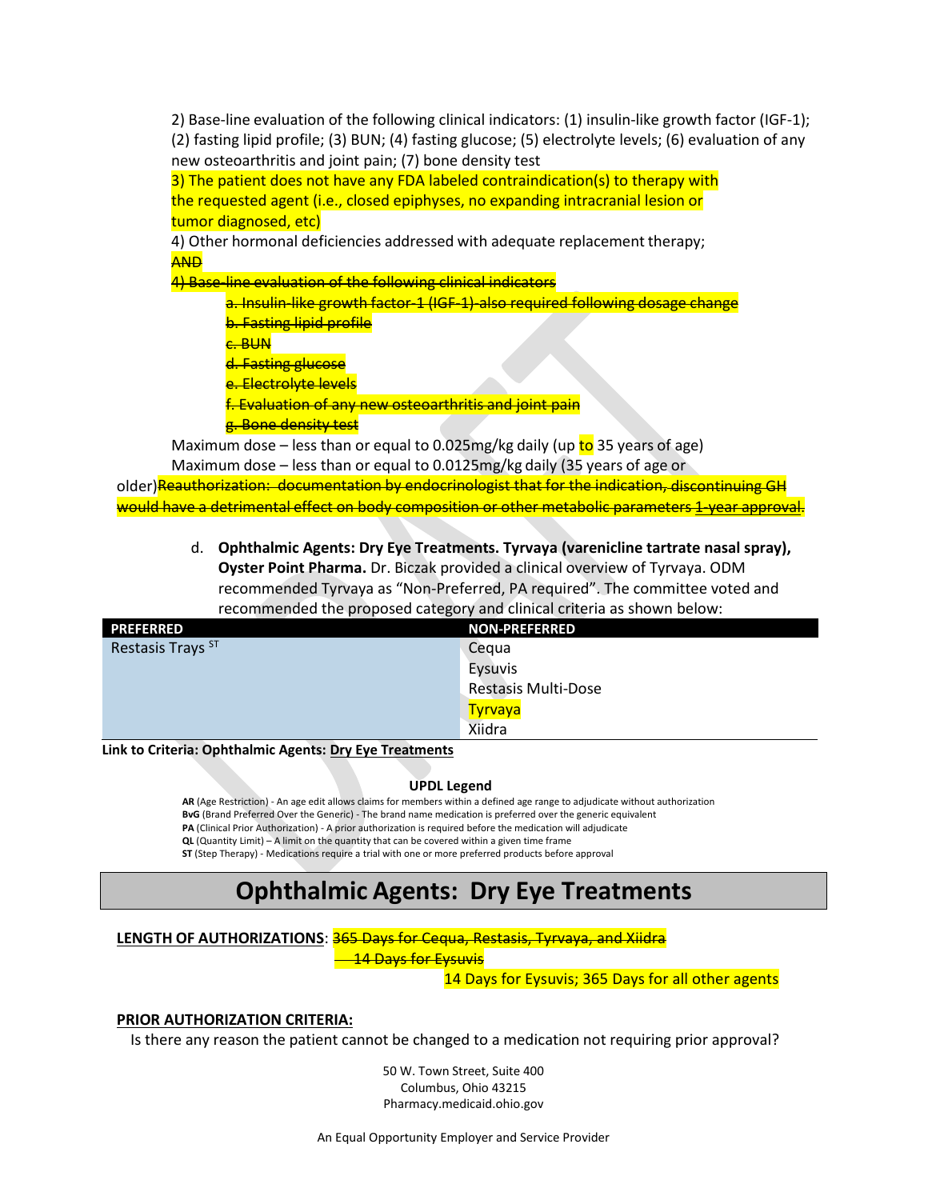2) Base-line evaluation of the following clinical indicators: (1) insulin-like growth factor (IGF-1); (2) fasting lipid profile; (3) BUN; (4) fasting glucose; (5) electrolyte levels; (6) evaluation of any new osteoarthritis and joint pain; (7) bone density test

3) The patient does not have any FDA labeled contraindication(s) to therapy with the requested agent (i.e., closed epiphyses, no expanding intracranial lesion or tumor diagnosed, etc)

4) Other hormonal deficiencies addressed with adequate replacement therapy;

~~AND~~

~~4) Base-line evaluation of the following clinical indicators~~

~~a. Insulin-like growth factor-1 (IGF-1) also required following dosage change~~
~~b. Fasting lipid profile~~
~~c. BUN~~
~~d. Fasting glucose~~
~~e. Electrolyte levels~~
~~f. Evaluation of any new osteoarthritis and joint pain~~
~~g. Bone density test~~

Maximum dose – less than or equal to 0.025mg/kg daily (up to 35 years of age)

Maximum dose – less than or equal to 0.0125mg/kg daily (35 years of age or older)~~Reauthorization: documentation by endocrinologist that for the indication, discontinuing GH would have a detrimental effect on body composition or other metabolic parameters 1-year approval.~~

d. **Ophthalmic Agents: Dry Eye Treatments. Tyrvaya (varenicline tartrate nasal spray), Oyster Point Pharma.** Dr. Biczak provided a clinical overview of Tyrvaya. ODM recommended Tyrvaya as "Non-Preferred, PA required". The committee voted and recommended the proposed category and clinical criteria as shown below:

| PREFERRED | NON-PREFERRED |
|---|---|
| Restasis Trays [ST] | Cequa |
| | Eysuvis |
| | Restasis Multi-Dose |
| | Tyrvaya |
| | Xiidra |

**Link to Criteria: Ophthalmic Agents: Dry Eye Treatments**

**UPDL Legend**

**AR** (Age Restriction) - An age edit allows claims for members within a defined age range to adjudicate without authorization
**BvG** (Brand Preferred Over the Generic) - The brand name medication is preferred over the generic equivalent
**PA** (Clinical Prior Authorization) - A prior authorization is required before the medication will adjudicate
**QL** (Quantity Limit) – A limit on the quantity that can be covered within a given time frame
**ST** (Step Therapy) - Medications require a trial with one or more preferred products before approval

# Ophthalmic Agents: Dry Eye Treatments

**LENGTH OF AUTHORIZATIONS**: ~~365 Days for Cequa, Restasis, Tyrvaya, and Xiidra~~
~~14 Days for Eysuvis~~
14 Days for Eysuvis; 365 Days for all other agents

**PRIOR AUTHORIZATION CRITERIA:**

Is there any reason the patient cannot be changed to a medication not requiring prior approval?

50 W. Town Street, Suite 400
Columbus, Ohio 43215
Pharmacy.medicaid.ohio.gov

An Equal Opportunity Employer and Service Provider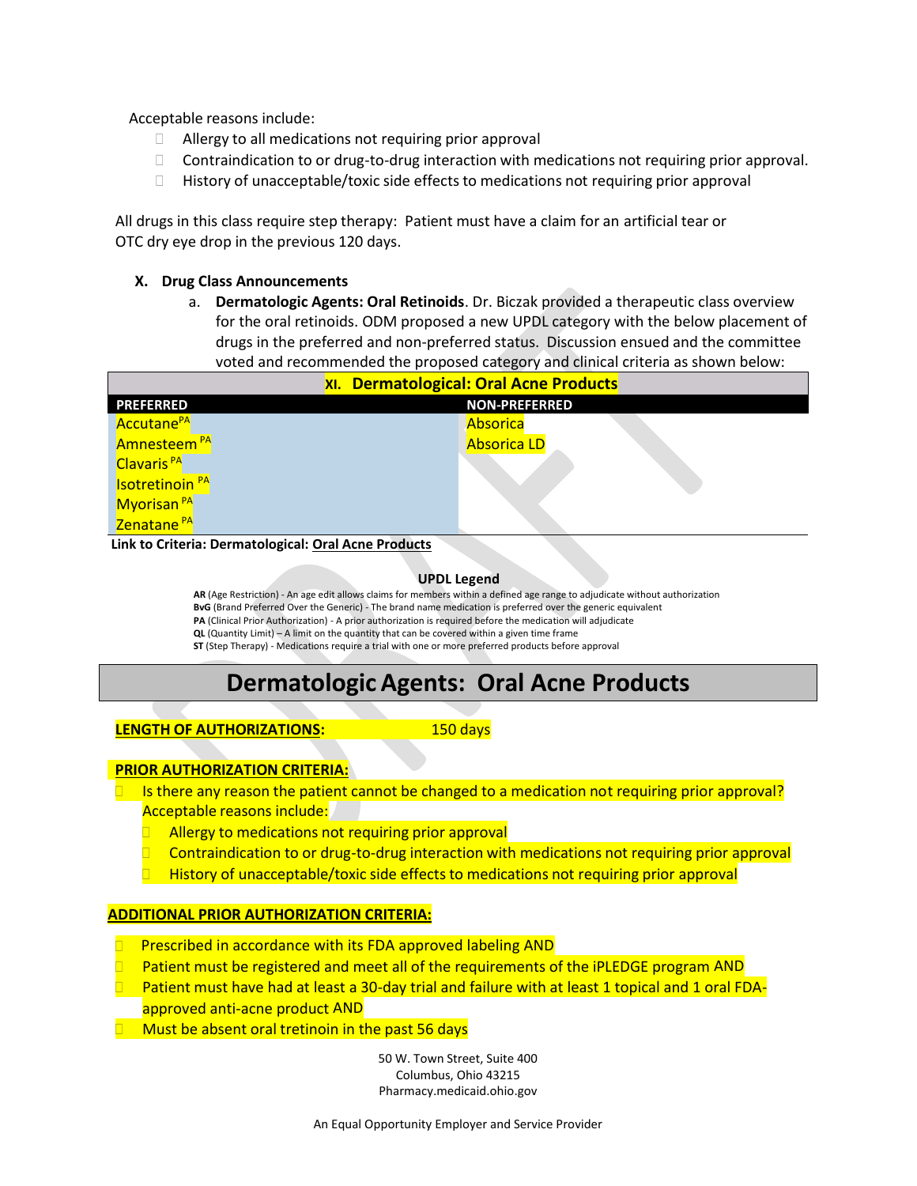Acceptable reasons include:

- Allergy to all medications not requiring prior approval
- Contraindication to or drug-to-drug interaction with medications not requiring prior approval.
- History of unacceptable/toxic side effects to medications not requiring prior approval

All drugs in this class require step therapy: Patient must have a claim for an artificial tear or OTC dry eye drop in the previous 120 days.

**X. Drug Class Announcements**

a. **Dermatologic Agents: Oral Retinoids**. Dr. Biczak provided a therapeutic class overview for the oral retinoids. ODM proposed a new UPDL category with the below placement of drugs in the preferred and non-preferred status. Discussion ensued and the committee voted and recommended the proposed category and clinical criteria as shown below:

| **XI. Dermatological: Oral Acne Products** | |
|---|---|
| **PREFERRED** | **NON-PREFERRED** |
| Accutane PA | Absorica |
| Amnesteem PA | Absorica LD |
| Clavaris PA | |
| Isotretinoin PA | |
| Myorisan PA | |
| Zenatane PA | |

**Link to Criteria: Dermatological: Oral Acne Products**

**UPDL Legend**

**AR** (Age Restriction) - An age edit allows claims for members within a defined age range to adjudicate without authorization
**BvG** (Brand Preferred Over the Generic) - The brand name medication is preferred over the generic equivalent
**PA** (Clinical Prior Authorization) - A prior authorization is required before the medication will adjudicate
**QL** (Quantity Limit) – A limit on the quantity that can be covered within a given time frame
**ST** (Step Therapy) - Medications require a trial with one or more preferred products before approval

# Dermatologic Agents: Oral Acne Products

**LENGTH OF AUTHORIZATIONS:** 150 days

**PRIOR AUTHORIZATION CRITERIA:**

- Is there any reason the patient cannot be changed to a medication not requiring prior approval? Acceptable reasons include:
  - Allergy to medications not requiring prior approval
  - Contraindication to or drug-to-drug interaction with medications not requiring prior approval
  - History of unacceptable/toxic side effects to medications not requiring prior approval

**ADDITIONAL PRIOR AUTHORIZATION CRITERIA:**

- Prescribed in accordance with its FDA approved labeling AND
- Patient must be registered and meet all of the requirements of the iPLEDGE program AND
- Patient must have had at least a 30-day trial and failure with at least 1 topical and 1 oral FDA-approved anti-acne product AND
- Must be absent oral tretinoin in the past 56 days

50 W. Town Street, Suite 400
Columbus, Ohio 43215
Pharmacy.medicaid.ohio.gov

An Equal Opportunity Employer and Service Provider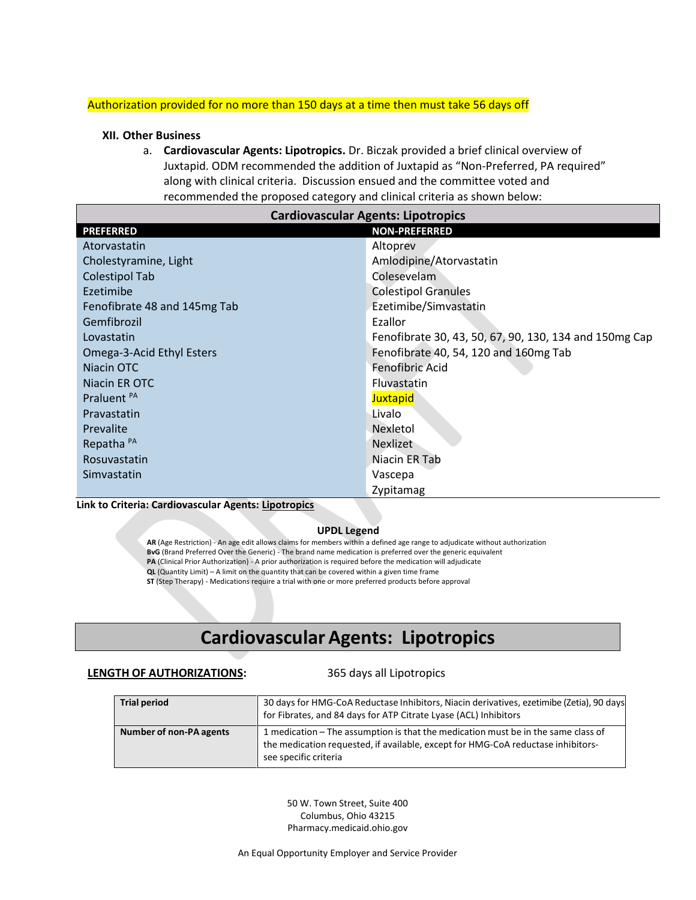Authorization provided for no more than 150 days at a time then must take 56 days off

### XII. Other Business

a. **Cardiovascular Agents: Lipotropics.** Dr. Biczak provided a brief clinical overview of Juxtapid. ODM recommended the addition of Juxtapid as "Non-Preferred, PA required" along with clinical criteria. Discussion ensued and the committee voted and recommended the proposed category and clinical criteria as shown below:

| Cardiovascular Agents: Lipotropics | |
|---|---|
| **PREFERRED** | **NON-PREFERRED** |
| Atorvastatin | Altoprev |
| Cholestyramine, Light | Amlodipine/Atorvastatin |
| Colestipol Tab | Colesevelam |
| Ezetimibe | Colestipol Granules |
| Fenofibrate 48 and 145mg Tab | Ezetimibe/Simvastatin |
| Gemfibrozil | Ezallor |
| Lovastatin | Fenofibrate 30, 43, 50, 67, 90, 130, 134 and 150mg Cap |
| Omega-3-Acid Ethyl Esters | Fenofibrate 40, 54, 120 and 160mg Tab |
| Niacin OTC | Fenofibric Acid |
| Niacin ER OTC | Fluvastatin |
| Praluent PA | Juxtapid |
| Pravastatin | Livalo |
| Prevalite | Nexletol |
| Repatha PA | Nexlizet |
| Rosuvastatin | Niacin ER Tab |
| Simvastatin | Vascepa |
| | Zypitamag |

**Link to Criteria: Cardiovascular Agents: Lipotropics**

**UPDL Legend**

**AR** (Age Restriction) - An age edit allows claims for members within a defined age range to adjudicate without authorization
**BvG** (Brand Preferred Over the Generic) - The brand name medication is preferred over the generic equivalent
**PA** (Clinical Prior Authorization) - A prior authorization is required before the medication will adjudicate
**QL** (Quantity Limit) – A limit on the quantity that can be covered within a given time frame
**ST** (Step Therapy) - Medications require a trial with one or more preferred products before approval

## Cardiovascular Agents: Lipotropics

**LENGTH OF AUTHORIZATIONS:** 365 days all Lipotropics

| | |
|---|---|
| **Trial period** | 30 days for HMG-CoA Reductase Inhibitors, Niacin derivatives, ezetimibe (Zetia), 90 days for Fibrates, and 84 days for ATP Citrate Lyase (ACL) Inhibitors |
| **Number of non-PA agents** | 1 medication – The assumption is that the medication must be in the same class of the medication requested, if available, except for HMG-CoA reductase inhibitors-see specific criteria |

50 W. Town Street, Suite 400
Columbus, Ohio 43215
Pharmacy.medicaid.ohio.gov

An Equal Opportunity Employer and Service Provider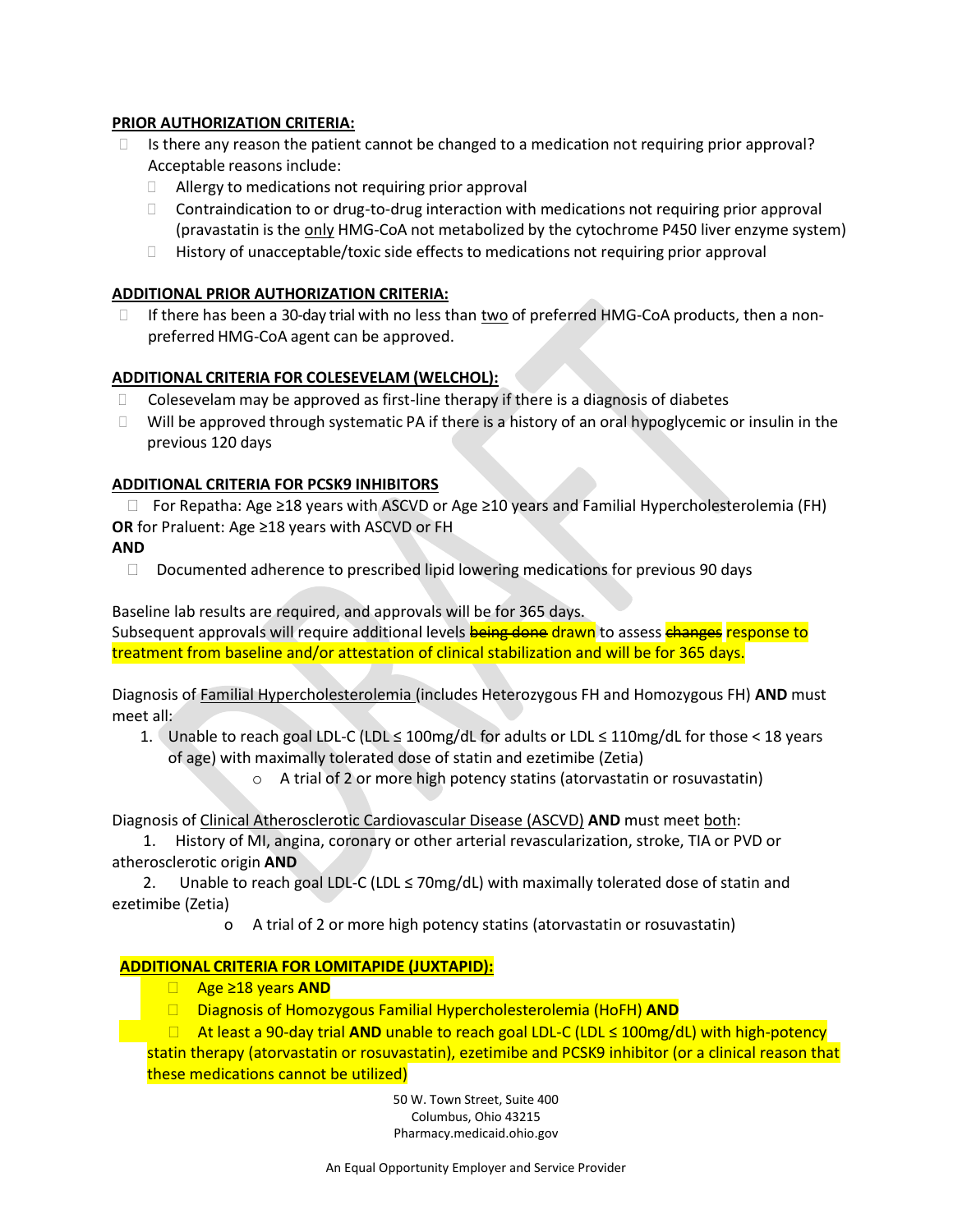**PRIOR AUTHORIZATION CRITERIA:**

- Is there any reason the patient cannot be changed to a medication not requiring prior approval? Acceptable reasons include:
  - Allergy to medications not requiring prior approval
  - Contraindication to or drug-to-drug interaction with medications not requiring prior approval (pravastatin is the only HMG-CoA not metabolized by the cytochrome P450 liver enzyme system)
  - History of unacceptable/toxic side effects to medications not requiring prior approval

**ADDITIONAL PRIOR AUTHORIZATION CRITERIA:**

- If there has been a 30-day trial with no less than two of preferred HMG-CoA products, then a non-preferred HMG-CoA agent can be approved.

**ADDITIONAL CRITERIA FOR COLESEVELAM (WELCHOL):**

- Colesevelam may be approved as first-line therapy if there is a diagnosis of diabetes
- Will be approved through systematic PA if there is a history of an oral hypoglycemic or insulin in the previous 120 days

**ADDITIONAL CRITERIA FOR PCSK9 INHIBITORS**

- For Repatha: Age ≥18 years with ASCVD or Age ≥10 years and Familial Hypercholesterolemia (FH)

**OR** for Praluent: Age ≥18 years with ASCVD or FH

**AND**

- Documented adherence to prescribed lipid lowering medications for previous 90 days

Baseline lab results are required, and approvals will be for 365 days.
Subsequent approvals will require additional levels ~~being done~~ drawn to assess ~~changes~~ response to treatment from baseline and/or attestation of clinical stabilization and will be for 365 days.

Diagnosis of Familial Hypercholesterolemia (includes Heterozygous FH and Homozygous FH) **AND** must meet all:

1. Unable to reach goal LDL-C (LDL ≤ 100mg/dL for adults or LDL ≤ 110mg/dL for those < 18 years of age) with maximally tolerated dose of statin and ezetimibe (Zetia)
   - A trial of 2 or more high potency statins (atorvastatin or rosuvastatin)

Diagnosis of Clinical Atherosclerotic Cardiovascular Disease (ASCVD) **AND** must meet both:

1. History of MI, angina, coronary or other arterial revascularization, stroke, TIA or PVD or atherosclerotic origin **AND**
2. Unable to reach goal LDL-C (LDL ≤ 70mg/dL) with maximally tolerated dose of statin and ezetimibe (Zetia)
   - A trial of 2 or more high potency statins (atorvastatin or rosuvastatin)

**ADDITIONAL CRITERIA FOR LOMITAPIDE (JUXTAPID):**

- Age ≥18 years **AND**
- Diagnosis of Homozygous Familial Hypercholesterolemia (HoFH) **AND**
- At least a 90-day trial **AND** unable to reach goal LDL-C (LDL ≤ 100mg/dL) with high-potency statin therapy (atorvastatin or rosuvastatin), ezetimibe and PCSK9 inhibitor (or a clinical reason that these medications cannot be utilized)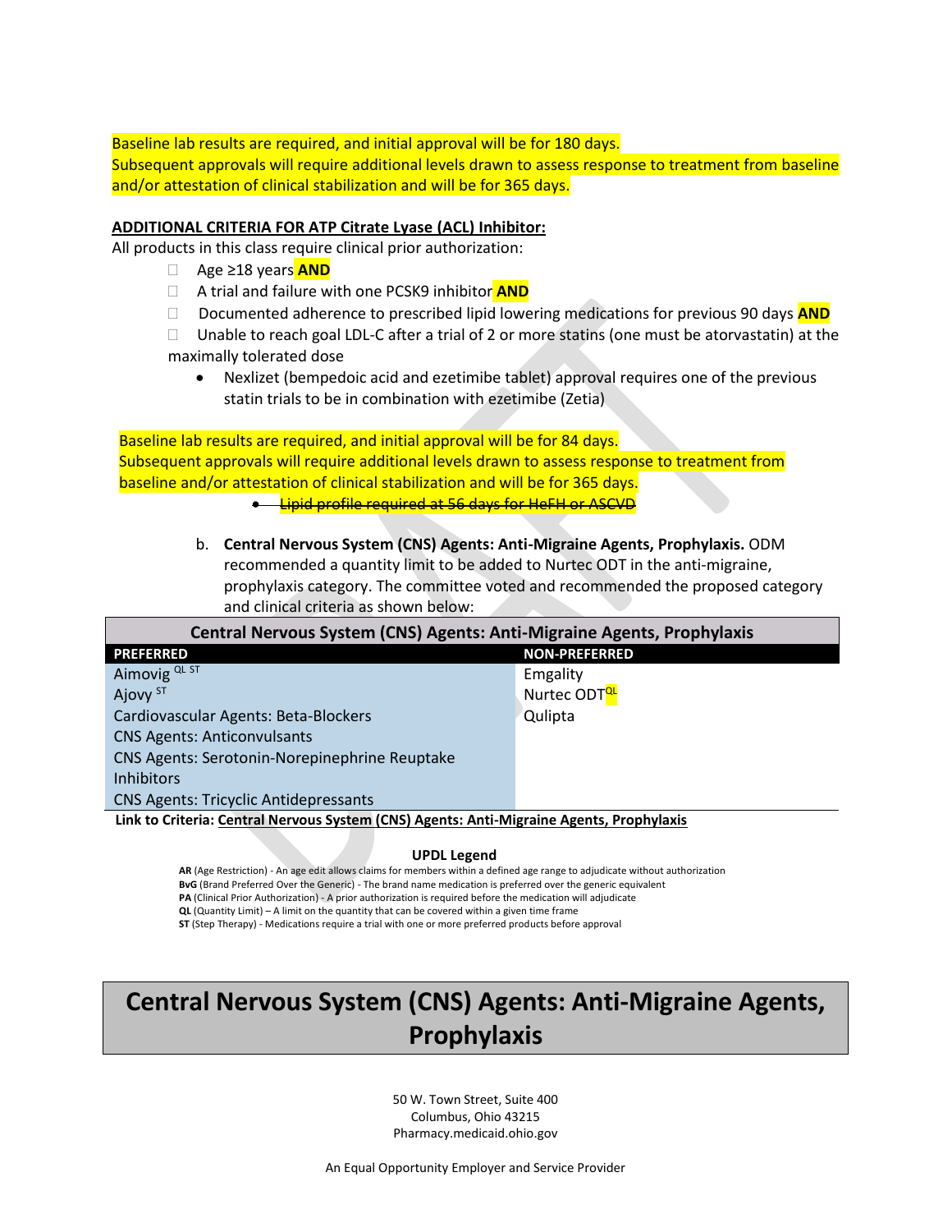Baseline lab results are required, and initial approval will be for 180 days.
Subsequent approvals will require additional levels drawn to assess response to treatment from baseline and/or attestation of clinical stabilization and will be for 365 days.

**ADDITIONAL CRITERIA FOR ATP Citrate Lyase (ACL) Inhibitor:**

All products in this class require clinical prior authorization:

- Age ≥18 years **AND**
- A trial and failure with one PCSK9 inhibitor **AND**
- Documented adherence to prescribed lipid lowering medications for previous 90 days **AND**
- Unable to reach goal LDL-C after a trial of 2 or more statins (one must be atorvastatin) at the maximally tolerated dose
  - Nexlizet (bempedoic acid and ezetimibe tablet) approval requires one of the previous statin trials to be in combination with ezetimibe (Zetia)

Baseline lab results are required, and initial approval will be for 84 days.
Subsequent approvals will require additional levels drawn to assess response to treatment from baseline and/or attestation of clinical stabilization and will be for 365 days.

- ~~Lipid profile required at 56 days for HeFH or ASCVD~~

b. **Central Nervous System (CNS) Agents: Anti-Migraine Agents, Prophylaxis.** ODM recommended a quantity limit to be added to Nurtec ODT in the anti-migraine, prophylaxis category. The committee voted and recommended the proposed category and clinical criteria as shown below:

| Central Nervous System (CNS) Agents: Anti-Migraine Agents, Prophylaxis | |
|---|---|
| **PREFERRED** | **NON-PREFERRED** |
| Aimovig QL ST | Emgality |
| Ajovy ST | Nurtec ODT QL |
| Cardiovascular Agents: Beta-Blockers | Qulipta |
| CNS Agents: Anticonvulsants | |
| CNS Agents: Serotonin-Norepinephrine Reuptake Inhibitors | |
| CNS Agents: Tricyclic Antidepressants | |

**Link to Criteria:** Central Nervous System (CNS) Agents: Anti-Migraine Agents, Prophylaxis

**UPDL Legend**

**AR** (Age Restriction) - An age edit allows claims for members within a defined age range to adjudicate without authorization
**BvG** (Brand Preferred Over the Generic) - The brand name medication is preferred over the generic equivalent
**PA** (Clinical Prior Authorization) - A prior authorization is required before the medication will adjudicate
**QL** (Quantity Limit) – A limit on the quantity that can be covered within a given time frame
**ST** (Step Therapy) - Medications require a trial with one or more preferred products before approval

# Central Nervous System (CNS) Agents: Anti-Migraine Agents, Prophylaxis

50 W. Town Street, Suite 400
Columbus, Ohio 43215
Pharmacy.medicaid.ohio.gov

An Equal Opportunity Employer and Service Provider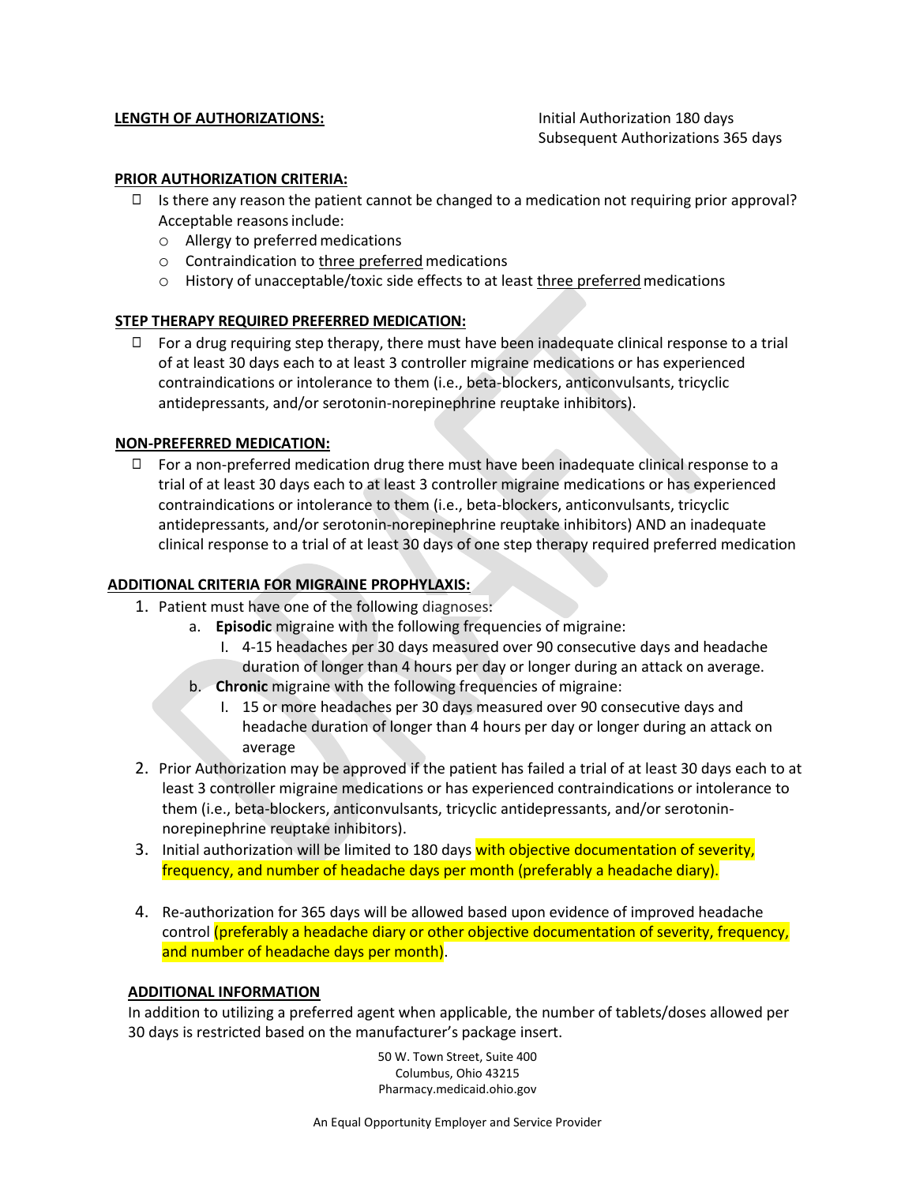**LENGTH OF AUTHORIZATIONS:**

Initial Authorization 180 days
Subsequent Authorizations 365 days

**PRIOR AUTHORIZATION CRITERIA:**

- Is there any reason the patient cannot be changed to a medication not requiring prior approval? Acceptable reasons include:
  - Allergy to preferred medications
  - Contraindication to three preferred medications
  - History of unacceptable/toxic side effects to at least three preferred medications

**STEP THERAPY REQUIRED PREFERRED MEDICATION:**

- For a drug requiring step therapy, there must have been inadequate clinical response to a trial of at least 30 days each to at least 3 controller migraine medications or has experienced contraindications or intolerance to them (i.e., beta-blockers, anticonvulsants, tricyclic antidepressants, and/or serotonin-norepinephrine reuptake inhibitors).

**NON-PREFERRED MEDICATION:**

- For a non-preferred medication drug there must have been inadequate clinical response to a trial of at least 30 days each to at least 3 controller migraine medications or has experienced contraindications or intolerance to them (i.e., beta-blockers, anticonvulsants, tricyclic antidepressants, and/or serotonin-norepinephrine reuptake inhibitors) AND an inadequate clinical response to a trial of at least 30 days of one step therapy required preferred medication

**ADDITIONAL CRITERIA FOR MIGRAINE PROPHYLAXIS:**

1. Patient must have one of the following diagnoses:
   a. **Episodic** migraine with the following frequencies of migraine:
      I. 4-15 headaches per 30 days measured over 90 consecutive days and headache duration of longer than 4 hours per day or longer during an attack on average.
   b. **Chronic** migraine with the following frequencies of migraine:
      I. 15 or more headaches per 30 days measured over 90 consecutive days and headache duration of longer than 4 hours per day or longer during an attack on average
2. Prior Authorization may be approved if the patient has failed a trial of at least 30 days each to at least 3 controller migraine medications or has experienced contraindications or intolerance to them (i.e., beta-blockers, anticonvulsants, tricyclic antidepressants, and/or serotonin-norepinephrine reuptake inhibitors).
3. Initial authorization will be limited to 180 days with objective documentation of severity, frequency, and number of headache days per month (preferably a headache diary).
4. Re-authorization for 365 days will be allowed based upon evidence of improved headache control (preferably a headache diary or other objective documentation of severity, frequency, and number of headache days per month).

**ADDITIONAL INFORMATION**

In addition to utilizing a preferred agent when applicable, the number of tablets/doses allowed per 30 days is restricted based on the manufacturer's package insert.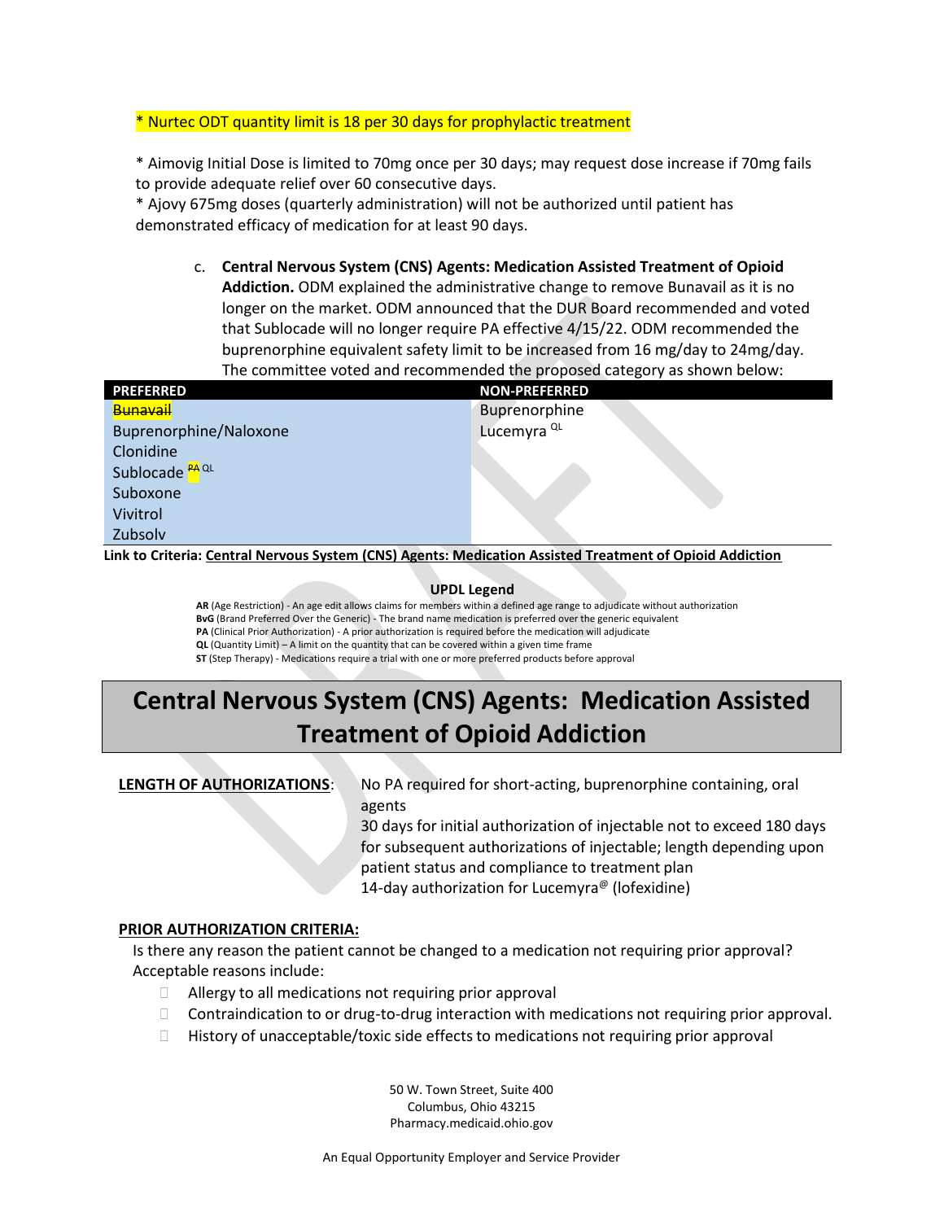* Nurtec ODT quantity limit is 18 per 30 days for prophylactic treatment

* Aimovig Initial Dose is limited to 70mg once per 30 days; may request dose increase if 70mg fails to provide adequate relief over 60 consecutive days.
* Ajovy 675mg doses (quarterly administration) will not be authorized until patient has demonstrated efficacy of medication for at least 90 days.

c. **Central Nervous System (CNS) Agents: Medication Assisted Treatment of Opioid Addiction.** ODM explained the administrative change to remove Bunavail as it is no longer on the market. ODM announced that the DUR Board recommended and voted that Sublocade will no longer require PA effective 4/15/22. ODM recommended the buprenorphine equivalent safety limit to be increased from 16 mg/day to 24mg/day. The committee voted and recommended the proposed category as shown below:

| PREFERRED | NON-PREFERRED |
|---|---|
| ~~Bunavail~~ | Buprenorphine |
| Buprenorphine/Naloxone | Lucemyra QL |
| Clonidine | |
| Sublocade ~~PA~~ QL | |
| Suboxone | |
| Vivitrol | |
| Zubsolv | |

**Link to Criteria: Central Nervous System (CNS) Agents: Medication Assisted Treatment of Opioid Addiction**

**UPDL Legend**

**AR** (Age Restriction) - An age edit allows claims for members within a defined age range to adjudicate without authorization
**BvG** (Brand Preferred Over the Generic) - The brand name medication is preferred over the generic equivalent
**PA** (Clinical Prior Authorization) - A prior authorization is required before the medication will adjudicate
**QL** (Quantity Limit) – A limit on the quantity that can be covered within a given time frame
**ST** (Step Therapy) - Medications require a trial with one or more preferred products before approval

# Central Nervous System (CNS) Agents: Medication Assisted Treatment of Opioid Addiction

**LENGTH OF AUTHORIZATIONS**: No PA required for short-acting, buprenorphine containing, oral agents
30 days for initial authorization of injectable not to exceed 180 days for subsequent authorizations of injectable; length depending upon patient status and compliance to treatment plan
14-day authorization for Lucemyra® (lofexidine)

**PRIOR AUTHORIZATION CRITERIA:**

Is there any reason the patient cannot be changed to a medication not requiring prior approval? Acceptable reasons include:

- Allergy to all medications not requiring prior approval
- Contraindication to or drug-to-drug interaction with medications not requiring prior approval.
- History of unacceptable/toxic side effects to medications not requiring prior approval

50 W. Town Street, Suite 400
Columbus, Ohio 43215
Pharmacy.medicaid.ohio.gov

An Equal Opportunity Employer and Service Provider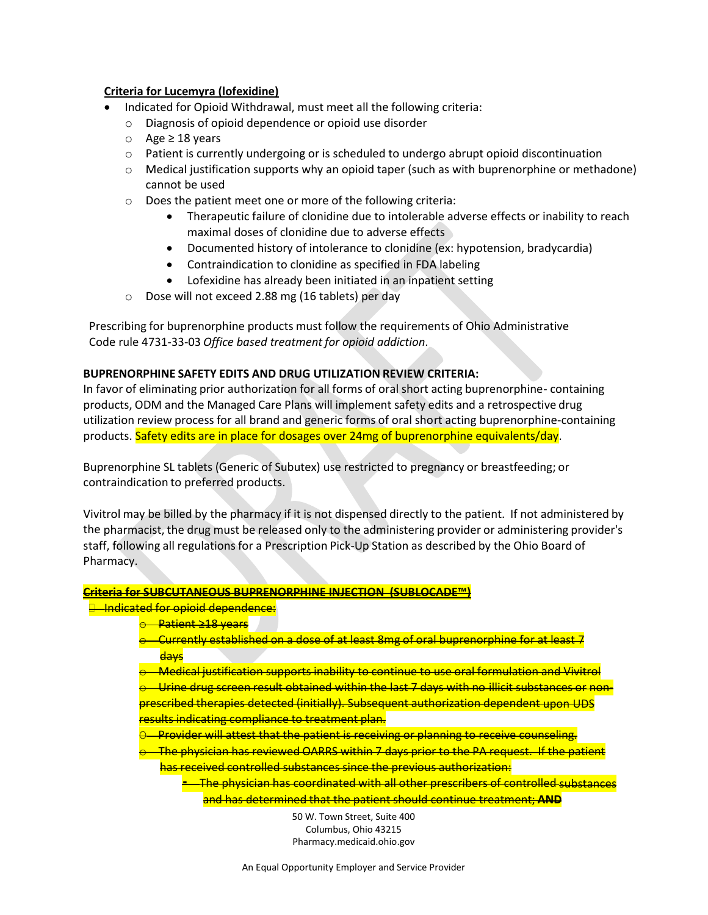**Criteria for Lucemyra (lofexidine)**

- Indicated for Opioid Withdrawal, must meet all the following criteria:
  - Diagnosis of opioid dependence or opioid use disorder
  - Age ≥ 18 years
  - Patient is currently undergoing or is scheduled to undergo abrupt opioid discontinuation
  - Medical justification supports why an opioid taper (such as with buprenorphine or methadone) cannot be used
  - Does the patient meet one or more of the following criteria:
    - Therapeutic failure of clonidine due to intolerable adverse effects or inability to reach maximal doses of clonidine due to adverse effects
    - Documented history of intolerance to clonidine (ex: hypotension, bradycardia)
    - Contraindication to clonidine as specified in FDA labeling
    - Lofexidine has already been initiated in an inpatient setting
  - Dose will not exceed 2.88 mg (16 tablets) per day

Prescribing for buprenorphine products must follow the requirements of Ohio Administrative Code rule 4731-33-03 *Office based treatment for opioid addiction*.

**BUPRENORPHINE SAFETY EDITS AND DRUG UTILIZATION REVIEW CRITERIA:**

In favor of eliminating prior authorization for all forms of oral short acting buprenorphine- containing products, ODM and the Managed Care Plans will implement safety edits and a retrospective drug utilization review process for all brand and generic forms of oral short acting buprenorphine-containing products. Safety edits are in place for dosages over 24mg of buprenorphine equivalents/day.

Buprenorphine SL tablets (Generic of Subutex) use restricted to pregnancy or breastfeeding; or contraindication to preferred products.

Vivitrol may be billed by the pharmacy if it is not dispensed directly to the patient. If not administered by the pharmacist, the drug must be released only to the administering provider or administering provider's staff, following all regulations for a Prescription Pick-Up Station as described by the Ohio Board of Pharmacy.

~~**Criteria for SUBCUTANEOUS BUPRENORPHINE INJECTION (SUBLOCADE™)**~~

- ~~Indicated for opioid dependence:~~
  - ~~Patient ≥18 years~~
  - ~~Currently established on a dose of at least 8mg of oral buprenorphine for at least 7 days~~
  - ~~Medical justification supports inability to continue to use oral formulation and Vivitrol~~
  - ~~Urine drug screen result obtained within the last 7 days with no illicit substances or non-prescribed therapies detected (initially). Subsequent authorization dependent upon UDS results indicating compliance to treatment plan.~~
  - ~~Provider will attest that the patient is receiving or planning to receive counseling.~~
  - ~~The physician has reviewed OARRS within 7 days prior to the PA request. If the patient has received controlled substances since the previous authorization:~~
    - ~~The physician has coordinated with all other prescribers of controlled substances and has determined that the patient should continue treatment; **AND**~~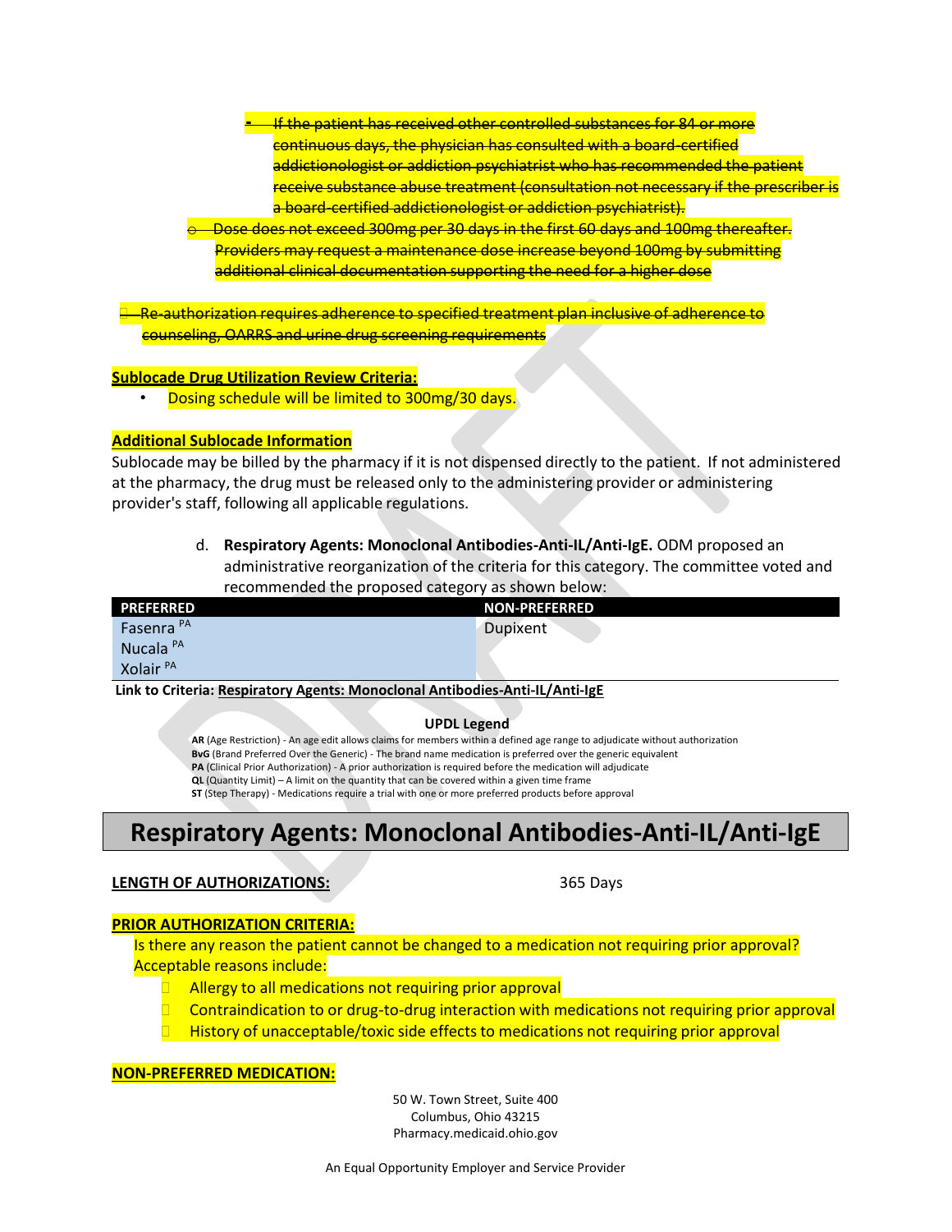- ~~If the patient has received other controlled substances for 84 or more continuous days, the physician has consulted with a board-certified addictionologist or addiction psychiatrist who has recommended the patient receive substance abuse treatment (consultation not necessary if the prescriber is a board-certified addictionologist or addiction psychiatrist).~~
- ~~Dose does not exceed 300mg per 30 days in the first 60 days and 100mg thereafter. Providers may request a maintenance dose increase beyond 100mg by submitting additional clinical documentation supporting the need for a higher dose~~

- ~~Re-authorization requires adherence to specified treatment plan inclusive of adherence to counseling, OARRS and urine drug screening requirements~~

**Sublocade Drug Utilization Review Criteria:**

- Dosing schedule will be limited to 300mg/30 days.

**Additional Sublocade Information**

Sublocade may be billed by the pharmacy if it is not dispensed directly to the patient. If not administered at the pharmacy, the drug must be released only to the administering provider or administering provider's staff, following all applicable regulations.

d. **Respiratory Agents: Monoclonal Antibodies-Anti-IL/Anti-IgE.** ODM proposed an administrative reorganization of the criteria for this category. The committee voted and recommended the proposed category as shown below:

| PREFERRED | NON-PREFERRED |
|---|---|
| Fasenra PA | Dupixent |
| Nucala PA | |
| Xolair PA | |

**Link to Criteria: Respiratory Agents: Monoclonal Antibodies-Anti-IL/Anti-IgE**

**UPDL Legend**

**AR** (Age Restriction) - An age edit allows claims for members within a defined age range to adjudicate without authorization
**BvG** (Brand Preferred Over the Generic) - The brand name medication is preferred over the generic equivalent
**PA** (Clinical Prior Authorization) - A prior authorization is required before the medication will adjudicate
**QL** (Quantity Limit) – A limit on the quantity that can be covered within a given time frame
**ST** (Step Therapy) - Medications require a trial with one or more preferred products before approval

# Respiratory Agents: Monoclonal Antibodies-Anti-IL/Anti-IgE

**LENGTH OF AUTHORIZATIONS:** 365 Days

**PRIOR AUTHORIZATION CRITERIA:**

Is there any reason the patient cannot be changed to a medication not requiring prior approval? Acceptable reasons include:

- Allergy to all medications not requiring prior approval
- Contraindication to or drug-to-drug interaction with medications not requiring prior approval
- History of unacceptable/toxic side effects to medications not requiring prior approval

**NON-PREFERRED MEDICATION:**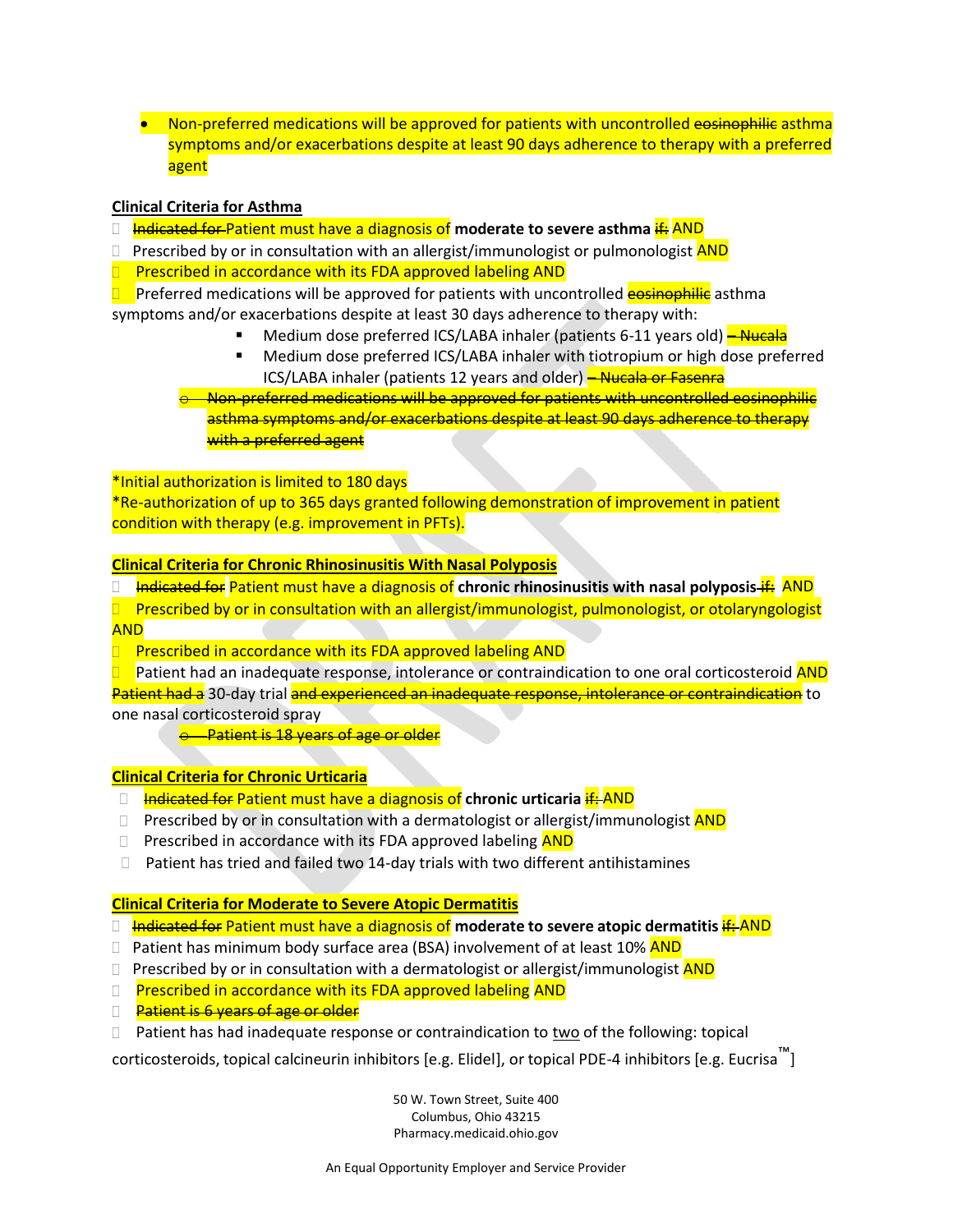- Non-preferred medications will be approved for patients with uncontrolled ~~eosinophilic~~ asthma symptoms and/or exacerbations despite at least 90 days adherence to therapy with a preferred agent

**Clinical Criteria for Asthma**

- ~~Indicated for~~ Patient must have a diagnosis of **moderate to severe asthma** ~~if:~~ AND
- Prescribed by or in consultation with an allergist/immunologist or pulmonologist AND
- Prescribed in accordance with its FDA approved labeling AND
- Preferred medications will be approved for patients with uncontrolled ~~eosinophilic~~ asthma symptoms and/or exacerbations despite at least 30 days adherence to therapy with:
  - Medium dose preferred ICS/LABA inhaler (patients 6-11 years old) ~~– Nucala~~
  - Medium dose preferred ICS/LABA inhaler with tiotropium or high dose preferred ICS/LABA inhaler (patients 12 years and older) ~~– Nucala or Fasenra~~
  - ~~Non-preferred medications will be approved for patients with uncontrolled eosinophilic asthma symptoms and/or exacerbations despite at least 90 days adherence to therapy with a preferred agent~~

*Initial authorization is limited to 180 days
*Re-authorization of up to 365 days granted following demonstration of improvement in patient condition with therapy (e.g. improvement in PFTs).

**Clinical Criteria for Chronic Rhinosinusitis With Nasal Polyposis**

- ~~Indicated for~~ Patient must have a diagnosis of **chronic rhinosinusitis with nasal polyposis** ~~if:~~ AND
- Prescribed by or in consultation with an allergist/immunologist, pulmonologist, or otolaryngologist AND
- Prescribed in accordance with its FDA approved labeling AND
- Patient had an inadequate response, intolerance or contraindication to one oral corticosteroid AND ~~Patient had a~~ 30-day trial ~~and experienced an inadequate response, intolerance or contraindication~~ to one nasal corticosteroid spray
  - ~~Patient is 18 years of age or older~~

**Clinical Criteria for Chronic Urticaria**

- ~~Indicated for~~ Patient must have a diagnosis of **chronic urticaria** ~~if:~~ AND
- Prescribed by or in consultation with a dermatologist or allergist/immunologist AND
- Prescribed in accordance with its FDA approved labeling AND
- Patient has tried and failed two 14-day trials with two different antihistamines

**Clinical Criteria for Moderate to Severe Atopic Dermatitis**

- ~~Indicated for~~ Patient must have a diagnosis of **moderate to severe atopic dermatitis** ~~if:~~ AND
- Patient has minimum body surface area (BSA) involvement of at least 10% AND
- Prescribed by or in consultation with a dermatologist or allergist/immunologist AND
- Prescribed in accordance with its FDA approved labeling AND
- ~~Patient is 6 years of age or older~~
- Patient has had inadequate response or contraindication to <u>two</u> of the following: topical corticosteroids, topical calcineurin inhibitors [e.g. Elidel], or topical PDE-4 inhibitors [e.g. Eucrisa™]

50 W. Town Street, Suite 400
Columbus, Ohio 43215
Pharmacy.medicaid.ohio.gov

An Equal Opportunity Employer and Service Provider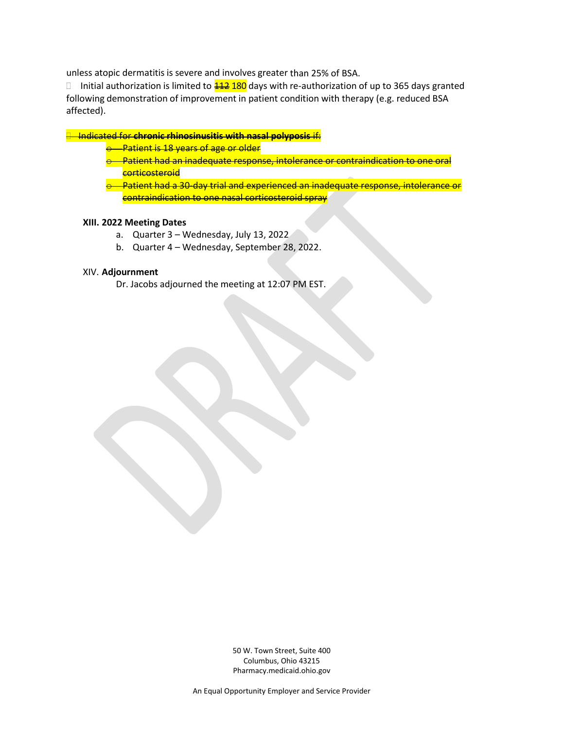unless atopic dermatitis is severe and involves greater than 25% of BSA.

- Initial authorization is limited to ~~112~~ 180 days with re-authorization of up to 365 days granted following demonstration of improvement in patient condition with therapy (e.g. reduced BSA affected).

- ~~Indicated for **chronic rhinosinusitis with nasal polyposis** if:~~
  - ~~Patient is 18 years of age or older~~
  - ~~Patient had an inadequate response, intolerance or contraindication to one oral corticosteroid~~
  - ~~Patient had a 30-day trial and experienced an inadequate response, intolerance or contraindication to one nasal corticosteroid spray~~

**XIII. 2022 Meeting Dates**

a. Quarter 3 – Wednesday, July 13, 2022
b. Quarter 4 – Wednesday, September 28, 2022.

XIV. **Adjournment**

Dr. Jacobs adjourned the meeting at 12:07 PM EST.

50 W. Town Street, Suite 400
Columbus, Ohio 43215
Pharmacy.medicaid.ohio.gov

An Equal Opportunity Employer and Service Provider